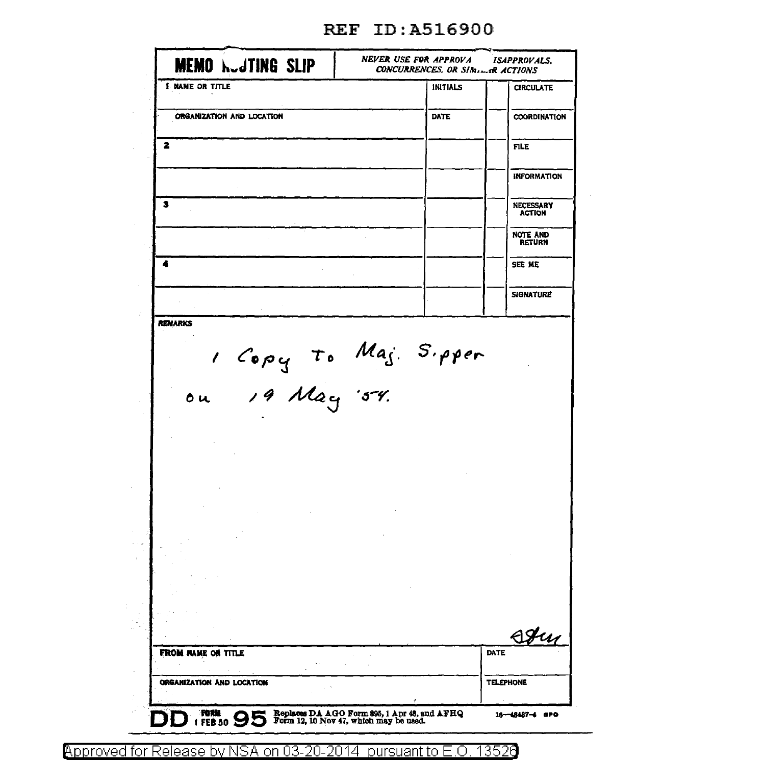REF ID:A516900

# MEMO ROUTING SLIP

*NEVER USE FOR APPROVALS, DISAPPROVALS, CONCURRENCES, OR SIMILAR ACTIONS*

| 1 NAME OR TITLE | INITIALS | | CIRCULATE |
|---|---|---|---|
| ORGANIZATION AND LOCATION | DATE | | COORDINATION |
| 2 | | | FILE |
| | | | INFORMATION |
| 3 | | | NECESSARY ACTION |
| | | | NOTE AND RETURN |
| 4 | | | SEE ME |
| | | | SIGNATURE |

**REMARKS**

1 Copy to Maj. Sipper
on 19 May '54.

[signature]

| FROM NAME OR TITLE | DATE |
|---|---|
| ORGANIZATION AND LOCATION | TELEPHONE |

DD FORM 1 FEB 50 95 Replaces DA AGO Form 895, 1 Apr 48, and AFHQ Form 12, 10 Nov 47, which may be used. 16—48487-4 GPO

Approved for Release by NSA on 03-20-2014 pursuant to E.O. 13526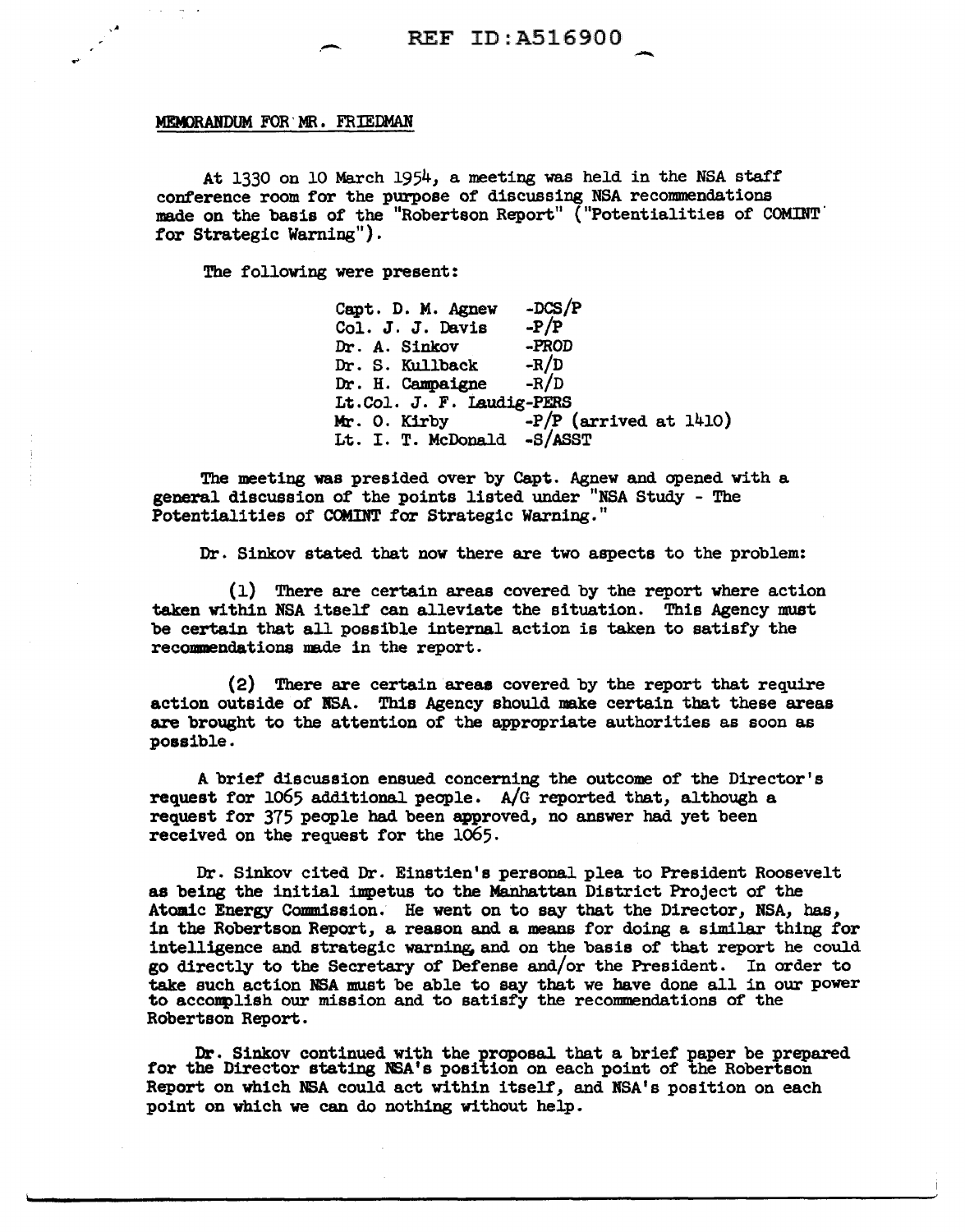MEMORANDUM FOR MR. FRIEDMAN

At 1330 on 10 March 1954, a meeting was held in the NSA staff conference room for the purpose of discussing NSA recommendations made on the basis of the "Robertson Report" ("Potentialities of COMINT for Strategic Warning").

The following were present:

Capt. D. M. Agnew -DCS/P
Col. J. J. Davis -P/P
Dr. A. Sinkov -PROD
Dr. S. Kullback -R/D
Dr. H. Campaigne -R/D
Lt.Col. J. F. Laudig-PERS
Mr. O. Kirby -P/P (arrived at 1410)
Lt. I. T. McDonald -S/ASST

The meeting was presided over by Capt. Agnew and opened with a general discussion of the points listed under "NSA Study - The Potentialities of COMINT for Strategic Warning."

Dr. Sinkov stated that now there are two aspects to the problem:

(1) There are certain areas covered by the report where action taken within NSA itself can alleviate the situation. This Agency must be certain that all possible internal action is taken to satisfy the recommendations made in the report.

(2) There are certain areas covered by the report that require action outside of NSA. This Agency should make certain that these areas are brought to the attention of the appropriate authorities as soon as possible.

A brief discussion ensued concerning the outcome of the Director's request for 1065 additional people. A/G reported that, although a request for 375 people had been approved, no answer had yet been received on the request for the 1065.

Dr. Sinkov cited Dr. Einstien's personal plea to President Roosevelt as being the initial impetus to the Manhattan District Project of the Atomic Energy Commission. He went on to say that the Director, NSA, has, in the Robertson Report, a reason and a means for doing a similar thing for intelligence and strategic warning, and on the basis of that report he could go directly to the Secretary of Defense and/or the President. In order to take such action NSA must be able to say that we have done all in our power to accomplish our mission and to satisfy the recommendations of the Robertson Report.

Dr. Sinkov continued with the proposal that a brief paper be prepared for the Director stating NSA's position on each point of the Robertson Report on which NSA could act within itself, and NSA's position on each point on which we can do nothing without help.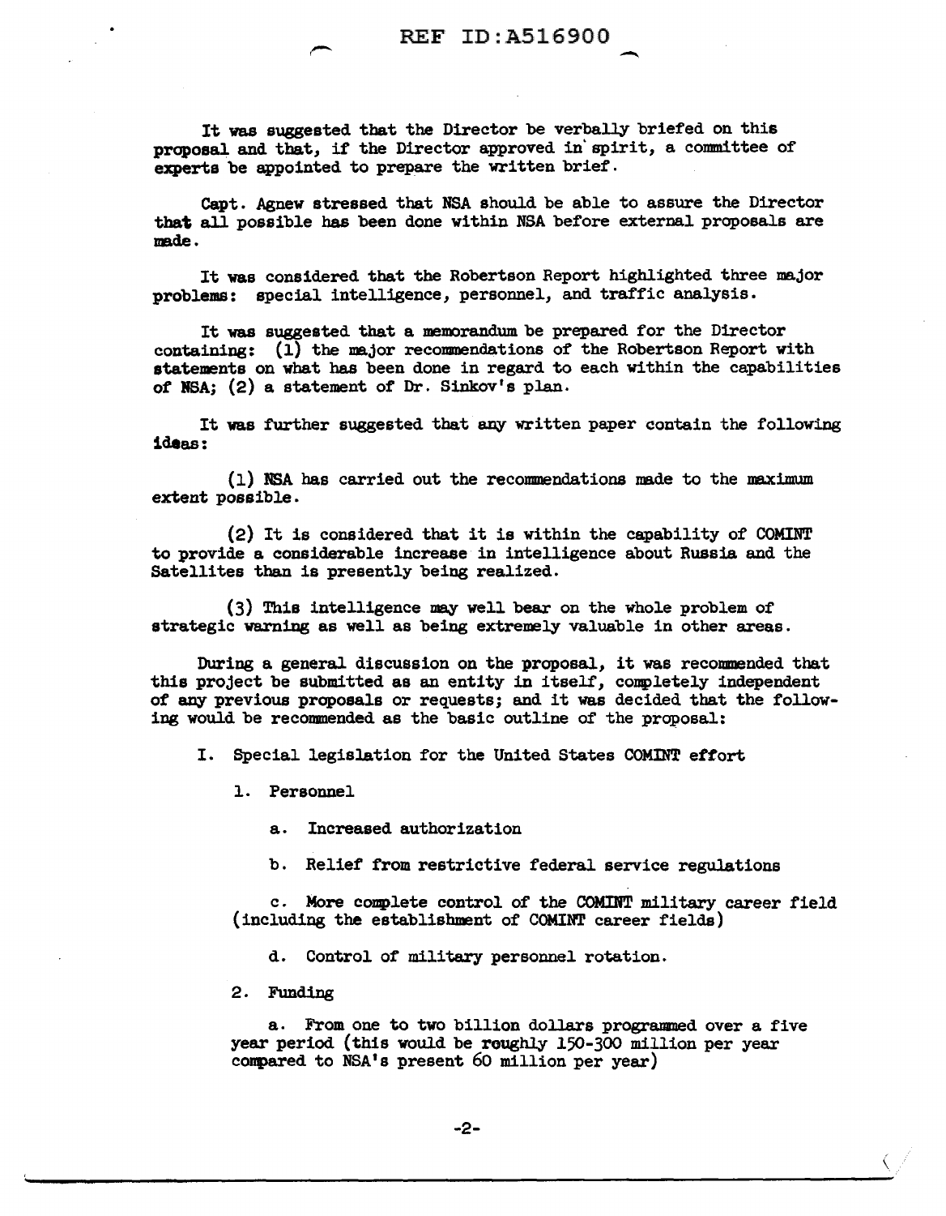It was suggested that the Director be verbally briefed on this proposal and that, if the Director approved in spirit, a committee of experts be appointed to prepare the written brief.

Capt. Agnew stressed that NSA should be able to assure the Director that all possible has been done within NSA before external proposals are made.

It was considered that the Robertson Report highlighted three major problems: special intelligence, personnel, and traffic analysis.

It was suggested that a memorandum be prepared for the Director containing: (1) the major recommendations of the Robertson Report with statements on what has been done in regard to each within the capabilities of NSA; (2) a statement of Dr. Sinkov's plan.

It was further suggested that any written paper contain the following ideas:

(1) NSA has carried out the recommendations made to the maximum extent possible.

(2) It is considered that it is within the capability of COMINT to provide a considerable increase in intelligence about Russia and the Satellites than is presently being realized.

(3) This intelligence may well bear on the whole problem of strategic warning as well as being extremely valuable in other areas.

During a general discussion on the proposal, it was recommended that this project be submitted as an entity in itself, completely independent of any previous proposals or requests; and it was decided that the following would be recommended as the basic outline of the proposal:

I. Special legislation for the United States COMINT effort

1. Personnel

a. Increased authorization

b. Relief from restrictive federal service regulations

c. More complete control of the COMINT military career field (including the establishment of COMINT career fields)

d. Control of military personnel rotation.

2. Funding

a. From one to two billion dollars programmed over a five year period (this would be roughly 150-300 million per year compared to NSA's present 60 million per year)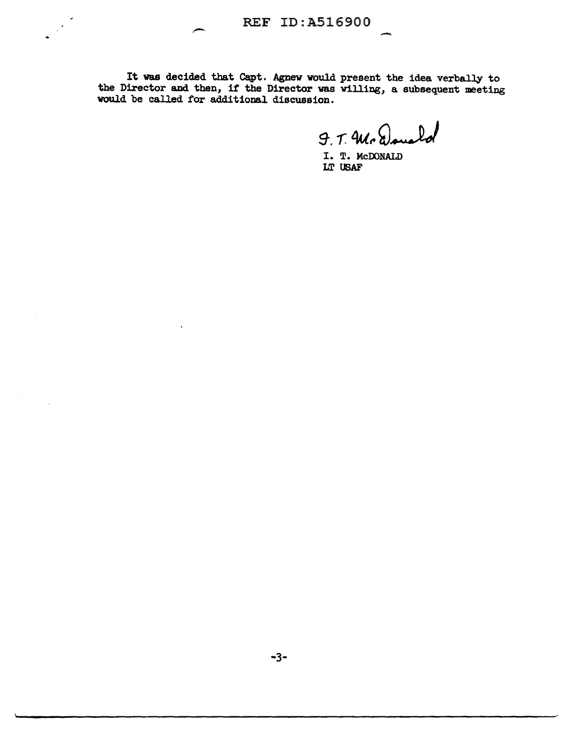It was decided that Capt. Agnew would present the idea verbally to the Director and then, if the Director was willing, a subsequent meeting would be called for additional discussion.

I. T. McDonald

I. T. McDONALD
LT USAF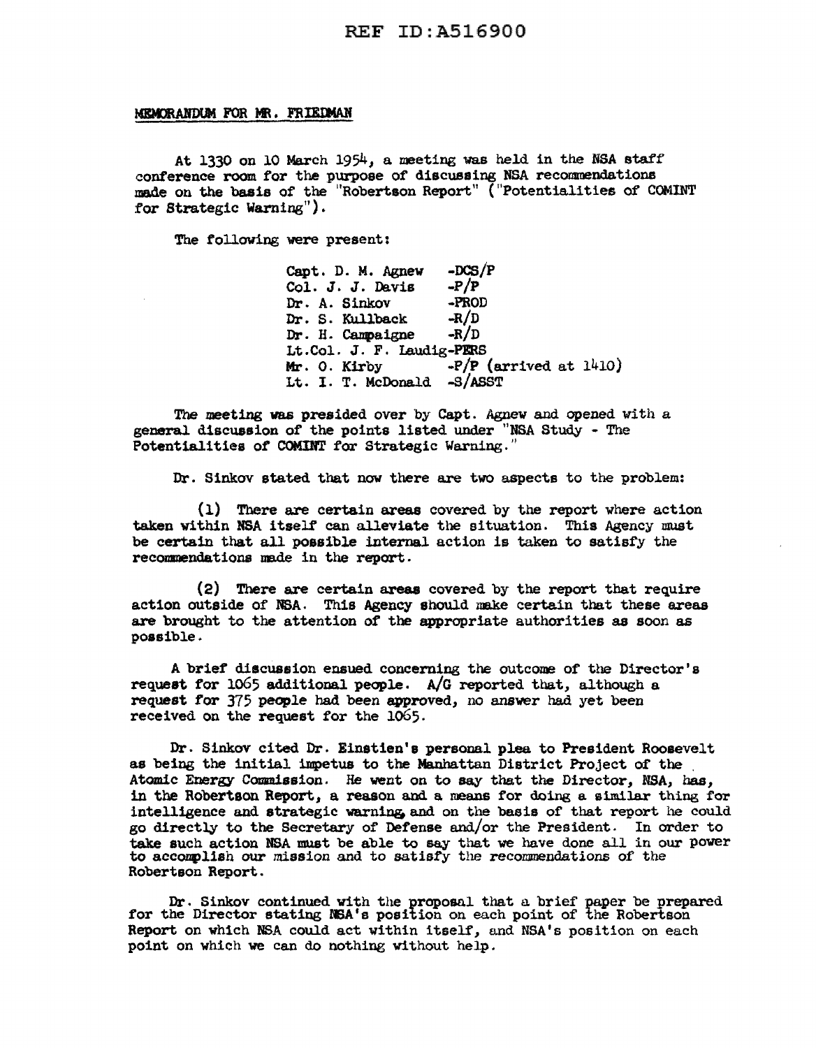REF ID:A516900

MEMORANDUM FOR MR. FRIEDMAN

At 1330 on 10 March 1954, a meeting was held in the NSA staff conference room for the purpose of discussing NSA recommendations made on the basis of the "Robertson Report" ("Potentialities of COMINT for Strategic Warning").

The following were present:

Capt. D. M. Agnew -DCS/P
Col. J. J. Davis -P/P
Dr. A. Sinkov -PROD
Dr. S. Kullback -R/D
Dr. H. Campaigne -R/D
Lt.Col. J. F. Laudig-PERS
Mr. O. Kirby -P/P (arrived at 1410)
Lt. I. T. McDonald -S/ASST

The meeting was presided over by Capt. Agnew and opened with a general discussion of the points listed under "NSA Study - The Potentialities of COMINT for Strategic Warning."

Dr. Sinkov stated that now there are two aspects to the problem:

(1) There are certain areas covered by the report where action taken within NSA itself can alleviate the situation. This Agency must be certain that all possible internal action is taken to satisfy the recommendations made in the report.

(2) There are certain areas covered by the report that require action outside of NSA. This Agency should make certain that these areas are brought to the attention of the appropriate authorities as soon as possible.

A brief discussion ensued concerning the outcome of the Director's request for 1065 additional people. A/G reported that, although a request for 375 people had been approved, no answer had yet been received on the request for the 1065.

Dr. Sinkov cited Dr. Einstien's personal plea to President Roosevelt as being the initial impetus to the Manhattan District Project of the Atomic Energy Commission. He went on to say that the Director, NSA, has, in the Robertson Report, a reason and a means for doing a similar thing for intelligence and strategic warning, and on the basis of that report he could go directly to the Secretary of Defense and/or the President. In order to take such action NSA must be able to say that we have done all in our power to accomplish our mission and to satisfy the recommendations of the Robertson Report.

Dr. Sinkov continued with the proposal that a brief paper be prepared for the Director stating NSA's position on each point of the Robertson Report on which NSA could act within itself, and NSA's position on each point on which we can do nothing without help.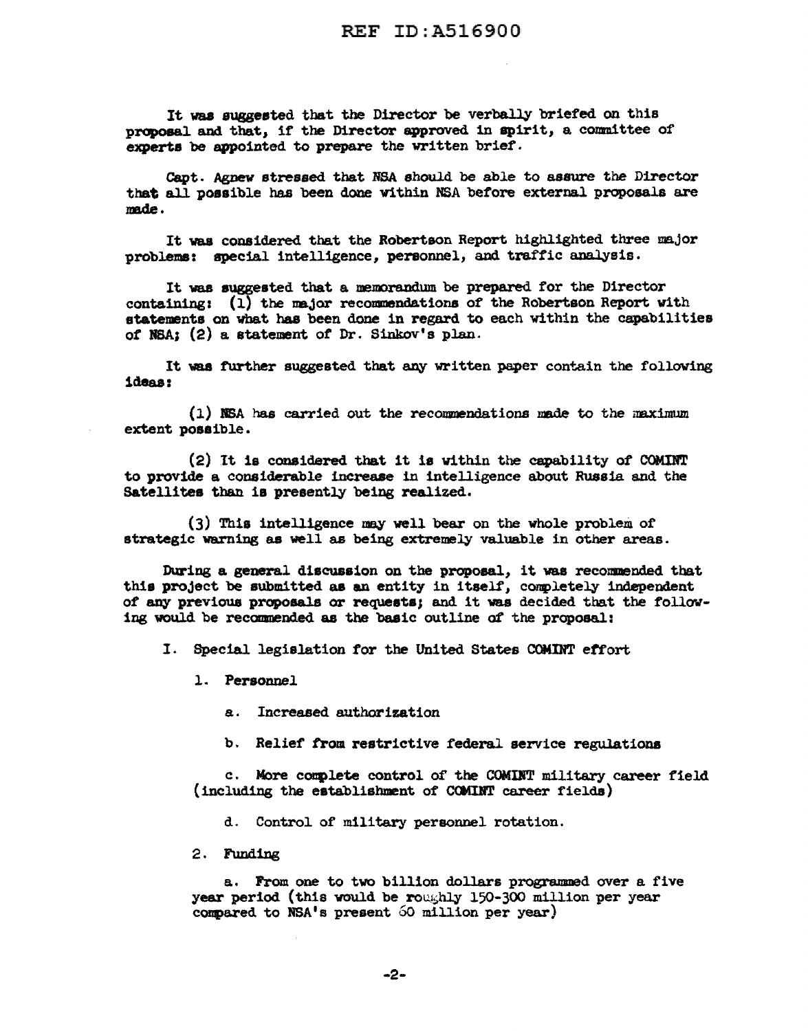It was suggested that the Director be verbally briefed on this proposal and that, if the Director approved in spirit, a committee of experts be appointed to prepare the written brief.

Capt. Agnew stressed that NSA should be able to assure the Director that all possible has been done within NSA before external proposals are made.

It was considered that the Robertson Report highlighted three major problems: special intelligence, personnel, and traffic analysis.

It was suggested that a memorandum be prepared for the Director containing: (1) the major recommendations of the Robertson Report with statements on what has been done in regard to each within the capabilities of NSA; (2) a statement of Dr. Sinkov's plan.

It was further suggested that any written paper contain the following ideas:

(1) NSA has carried out the recommendations made to the maximum extent possible.

(2) It is considered that it is within the capability of COMINT to provide a considerable increase in intelligence about Russia and the Satellites than is presently being realized.

(3) This intelligence may well bear on the whole problem of strategic warning as well as being extremely valuable in other areas.

During a general discussion on the proposal, it was recommended that this project be submitted as an entity in itself, completely independent of any previous proposals or requests; and it was decided that the following would be recommended as the basic outline of the proposal:

I. Special legislation for the United States COMINT effort

1. Personnel

a. Increased authorization

b. Relief from restrictive federal service regulations

c. More complete control of the COMINT military career field (including the establishment of COMINT career fields)

d. Control of military personnel rotation.

2. Funding

a. From one to two billion dollars programmed over a five year period (this would be roughly 150-300 million per year compared to NSA's present 60 million per year)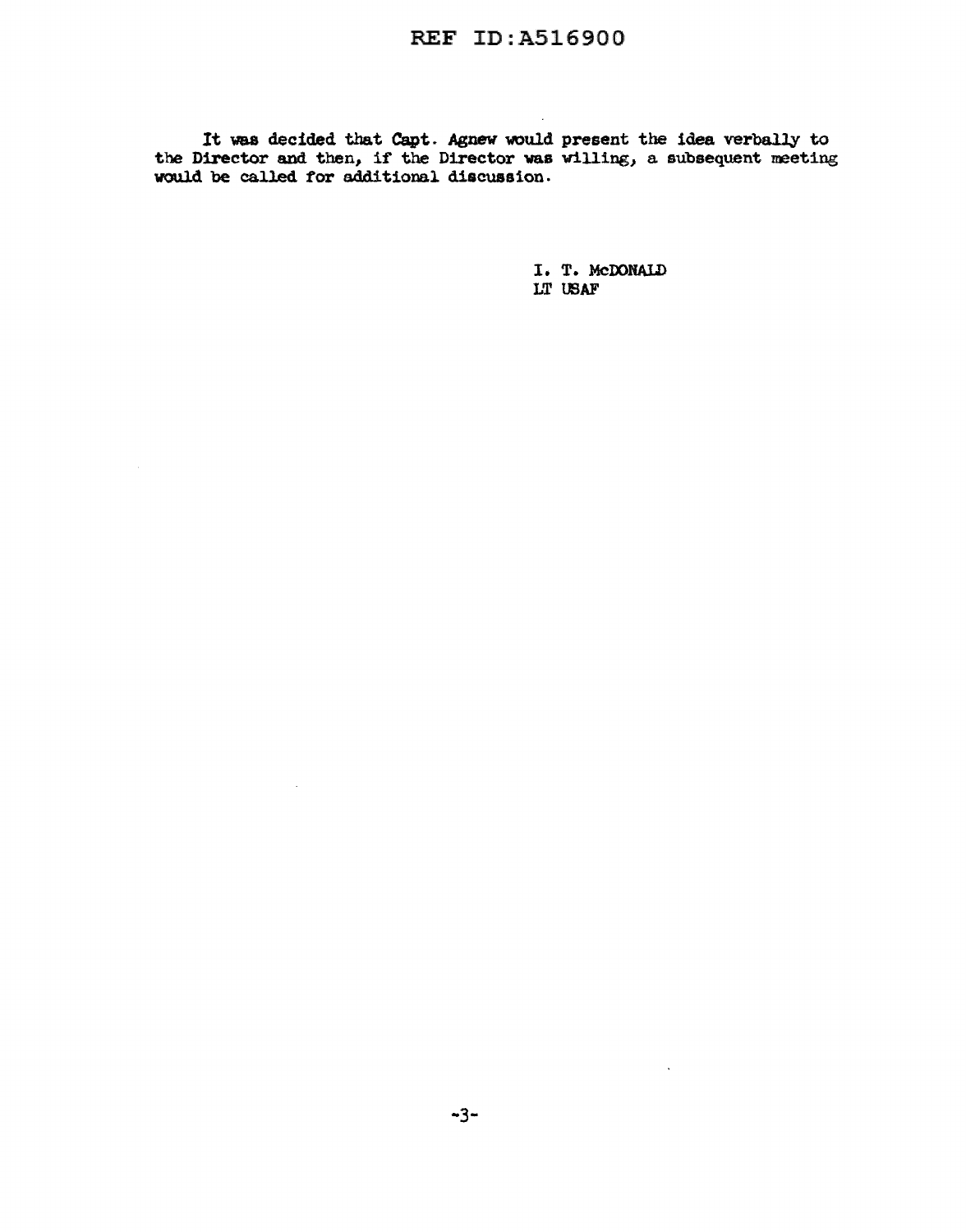It was decided that Capt. Agnew would present the idea verbally to the Director and then, if the Director was willing, a subsequent meeting would be called for additional discussion.

I. T. McDONALD
LT USAF